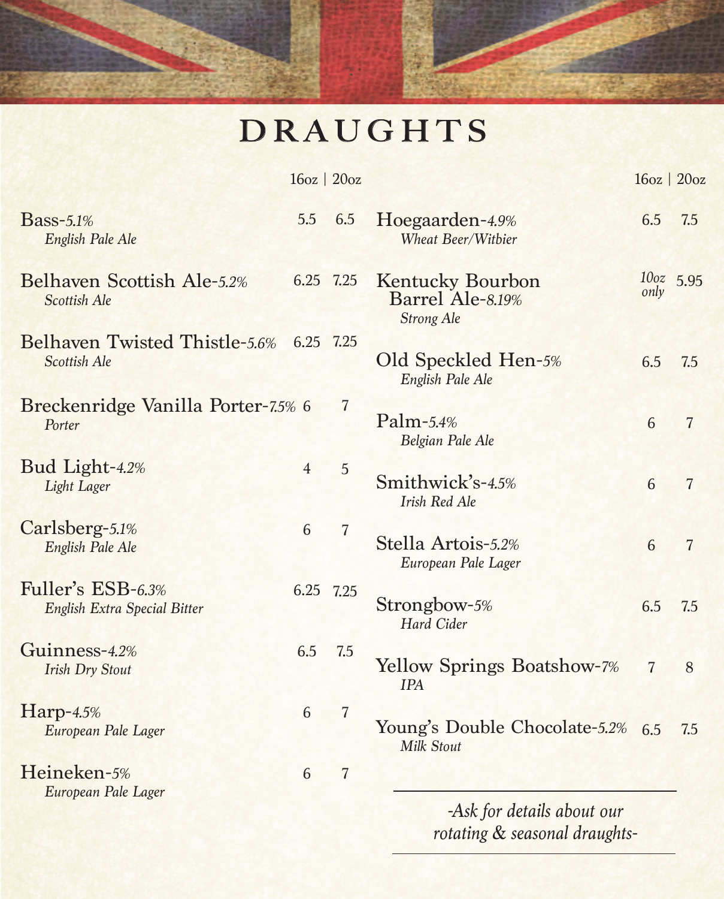# DRAUGHTS

| | 16oz | 20oz |
|---|---|---|
| **Bass**-*5.1%*<br>*English Pale Ale* | 5.5 | 6.5 |
| **Belhaven Scottish Ale**-*5.2%*<br>*Scottish Ale* | 6.25 | 7.25 |
| **Belhaven Twisted Thistle**-*5.6%*<br>*Scottish Ale* | 6.25 | 7.25 |
| **Breckenridge Vanilla Porter**-*7.5%*<br>*Porter* | 6 | 7 |
| **Bud Light**-*4.2%*<br>*Light Lager* | 4 | 5 |
| **Carlsberg**-*5.1%*<br>*English Pale Ale* | 6 | 7 |
| **Fuller's ESB**-*6.3%*<br>*English Extra Special Bitter* | 6.25 | 7.25 |
| **Guinness**-*4.2%*<br>*Irish Dry Stout* | 6.5 | 7.5 |
| **Harp**-*4.5%*<br>*European Pale Lager* | 6 | 7 |
| **Heineken**-*5%*<br>*European Pale Lager* | 6 | 7 |

| | 16oz | 20oz |
|---|---|---|
| **Hoegaarden**-*4.9%*<br>*Wheat Beer/Witbier* | 6.5 | 7.5 |
| **Kentucky Bourbon Barrel Ale**-*8.19%*<br>*Strong Ale* | *10oz only* | 5.95 |
| **Old Speckled Hen**-*5%*<br>*English Pale Ale* | 6.5 | 7.5 |
| **Palm**-*5.4%*<br>*Belgian Pale Ale* | 6 | 7 |
| **Smithwick's**-*4.5%*<br>*Irish Red Ale* | 6 | 7 |
| **Stella Artois**-*5.2%*<br>*European Pale Lager* | 6 | 7 |
| **Strongbow**-*5%*<br>*Hard Cider* | 6.5 | 7.5 |
| **Yellow Springs Boatshow**-*7%*<br>*IPA* | 7 | 8 |
| **Young's Double Chocolate**-*5.2%*<br>*Milk Stout* | 6.5 | 7.5 |

---

*-Ask for details about our rotating & seasonal draughts-*

---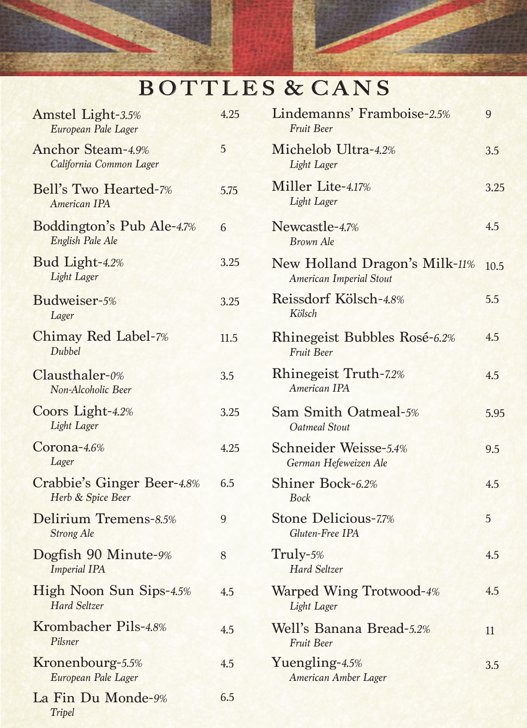# BOTTLES & CANS

Amstel Light-*3.5%* 4.25
*European Pale Lager*

Anchor Steam-*4.9%* 5
*California Common Lager*

Bell's Two Hearted-*7%* 5.75
*American IPA*

Boddington's Pub Ale-*4.7%* 6
*English Pale Ale*

Bud Light-*4.2%* 3.25
*Light Lager*

Budweiser-*5%* 3.25
*Lager*

Chimay Red Label-*7%* 11.5
*Dubbel*

Clausthaler-*0%* 3.5
*Non-Alcoholic Beer*

Coors Light-*4.2%* 3.25
*Light Lager*

Corona-*4.6%* 4.25
*Lager*

Crabbie's Ginger Beer-*4.8%* 6.5
*Herb & Spice Beer*

Delirium Tremens-*8.5%* 9
*Strong Ale*

Dogfish 90 Minute-*9%* 8
*Imperial IPA*

High Noon Sun Sips-*4.5%* 4.5
*Hard Seltzer*

Krombacher Pils-*4.8%* 4.5
*Pilsner*

Kronenbourg-*5.5%* 4.5
*European Pale Lager*

La Fin Du Monde-*9%* 6.5
*Tripel*

Lindemanns' Framboise-*2.5%* 9
*Fruit Beer*

Michelob Ultra-*4.2%* 3.5
*Light Lager*

Miller Lite-*4.17%* 3.25
*Light Lager*

Newcastle-*4.7%* 4.5
*Brown Ale*

New Holland Dragon's Milk-*11%* 10.5
*American Imperial Stout*

Reissdorf Kölsch-*4.8%* 5.5
*Kölsch*

Rhinegeist Bubbles Rosé-*6.2%* 4.5
*Fruit Beer*

Rhinegeist Truth-*7.2%* 4.5
*American IPA*

Sam Smith Oatmeal-*5%* 5.95
*Oatmeal Stout*

Schneider Weisse-*5.4%* 9.5
*German Hefeweizen Ale*

Shiner Bock-*6.2%* 4.5
*Bock*

Stone Delicious-*7.7%* 5
*Gluten-Free IPA*

Truly-*5%* 4.5
*Hard Seltzer*

Warped Wing Trotwood-*4%* 4.5
*Light Lager*

Well's Banana Bread-*5.2%* 11
*Fruit Beer*

Yuengling-*4.5%* 3.5
*American Amber Lager*